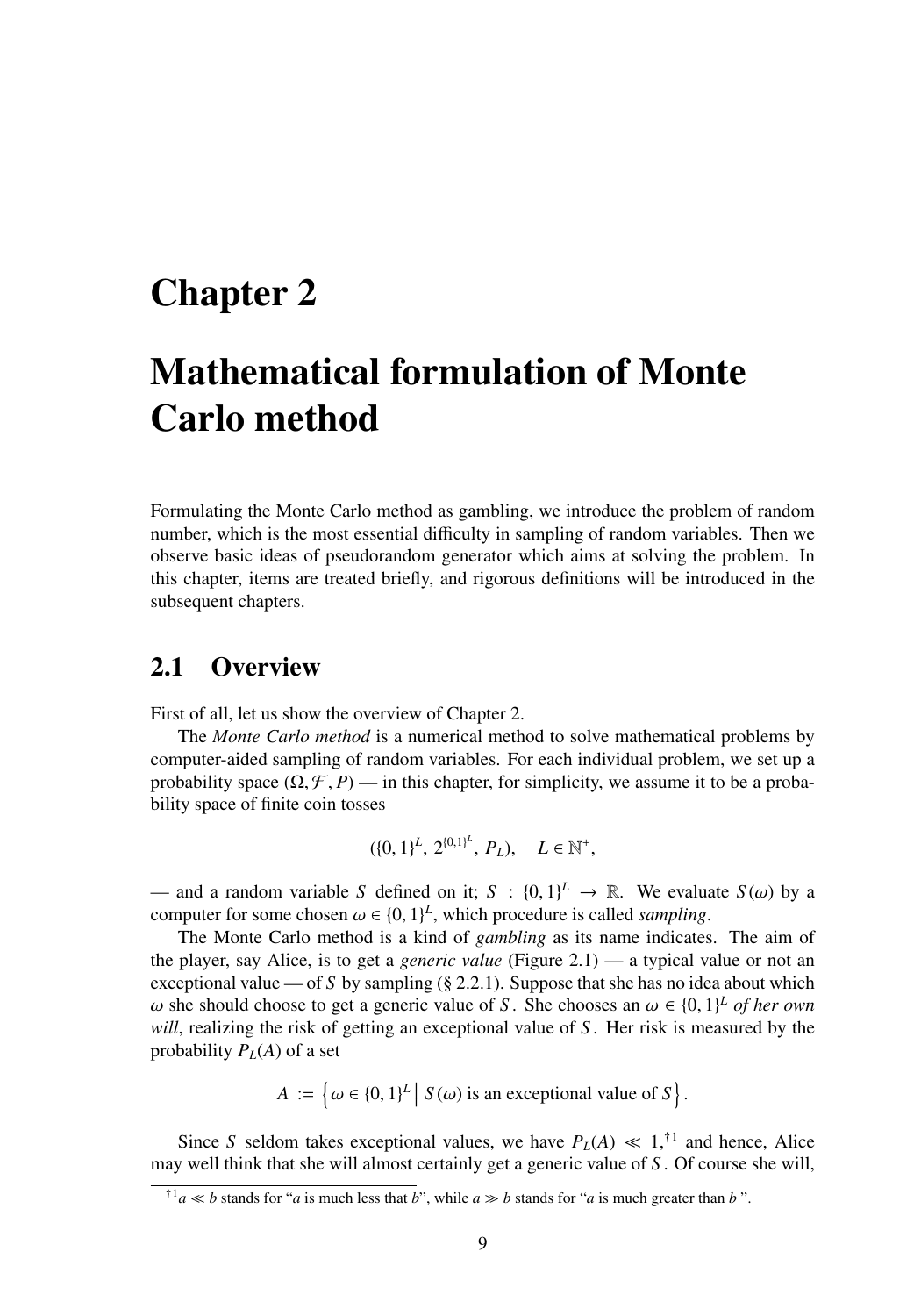# Chapter 2

# Mathematical formulation of Monte Carlo method

Formulating the Monte Carlo method as gambling, we introduce the problem of random number, which is the most essential difficulty in sampling of random variables. Then we observe basic ideas of pseudorandom generator which aims at solving the problem. In this chapter, items are treated briefly, and rigorous definitions will be introduced in the subsequent chapters.

## 2.1 Overview

First of all, let us show the overview of Chapter 2.

The *Monte Carlo method* is a numerical method to solve mathematical problems by computer-aided sampling of random variables. For each individual problem, we set up a probability space $(\Omega, \mathcal{F}, P)$ — in this chapter, for simplicity, we assume it to be a probability space of finite coin tosses

$$(\{0,1\}^L,\ 2^{\{0,1\}^L},\ P_L), \quad L \in \mathbb{N}^+,$$

— and a random variable $S$ defined on it; $S : \{0,1\}^L \to \mathbb{R}$. We evaluate $S(\omega)$ by a computer for some chosen $\omega \in \{0,1\}^L$, which procedure is called *sampling*.

The Monte Carlo method is a kind of *gambling* as its name indicates. The aim of the player, say Alice, is to get a *generic value* (Figure 2.1) — a typical value or not an exceptional value — of $S$ by sampling (§ 2.2.1). Suppose that she has no idea about which $\omega$ she should choose to get a generic value of $S$. She chooses an $\omega \in \{0,1\}^L$ *of her own will*, realizing the risk of getting an exceptional value of $S$. Her risk is measured by the probability $P_L(A)$ of a set

$$A := \left\{ \omega \in \{0,1\}^L \,\middle|\, S(\omega) \text{ is an exceptional value of } S \right\}.$$

Since $S$ seldom takes exceptional values, we have $P_L(A) \ll 1$,[†1] and hence, Alice may well think that she will almost certainly get a generic value of $S$. Of course she will,

[†1] $a \ll b$ stands for "$a$ is much less that $b$", while $a \gg b$ stands for "$a$ is much greater than $b$ ".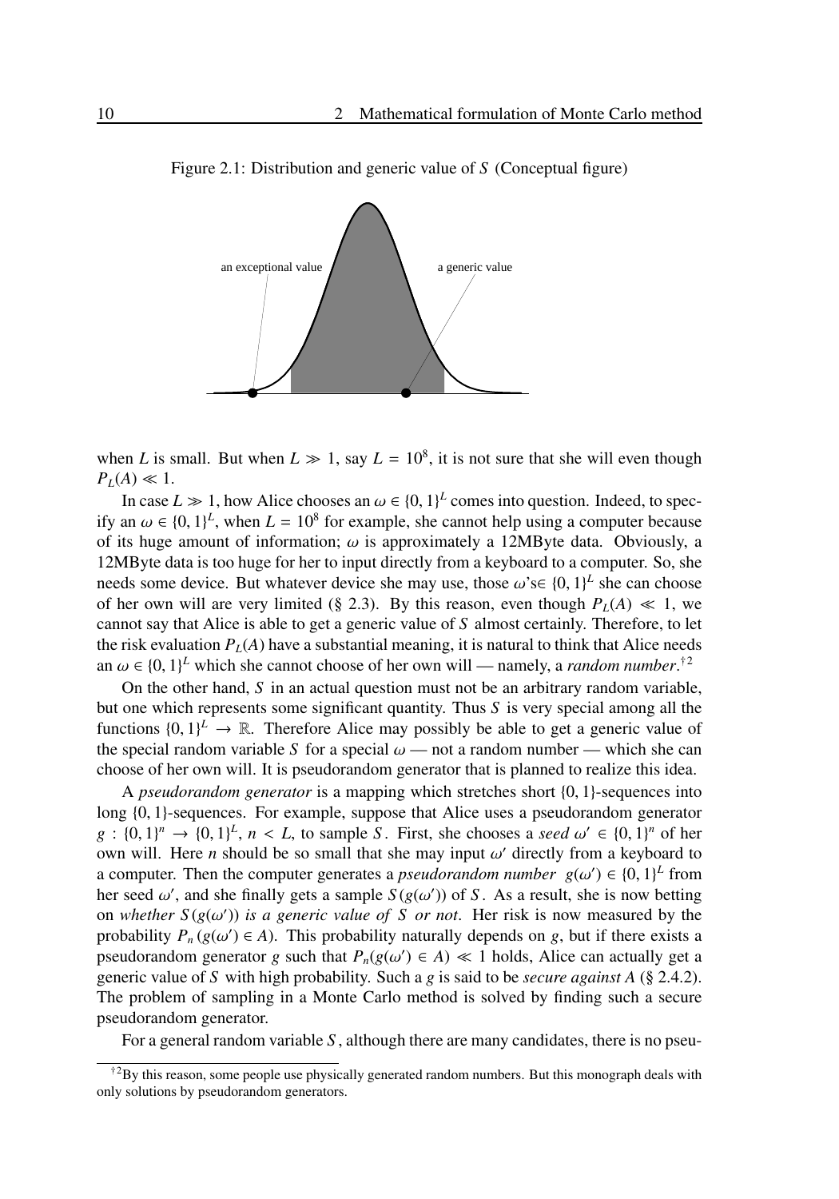Figure 2.1: Distribution and generic value of $S$ (Conceptual figure)

when $L$ is small. But when $L \gg 1$, say $L = 10^8$, it is not sure that she will even though $P_L(A) \ll 1$.

In case $L \gg 1$, how Alice chooses an $\omega \in \{0,1\}^L$ comes into question. Indeed, to specify an $\omega \in \{0,1\}^L$, when $L = 10^8$ for example, she cannot help using a computer because of its huge amount of information; $\omega$ is approximately a 12MByte data. Obviously, a 12MByte data is too huge for her to input directly from a keyboard to a computer. So, she needs some device. But whatever device she may use, those $\omega$'s$\in \{0,1\}^L$ she can choose of her own will are very limited (§ 2.3). By this reason, even though $P_L(A) \ll 1$, we cannot say that Alice is able to get a generic value of $S$ almost certainly. Therefore, to let the risk evaluation $P_L(A)$ have a substantial meaning, it is natural to think that Alice needs an $\omega \in \{0,1\}^L$ which she cannot choose of her own will — namely, a *random number*.[†2]

On the other hand, $S$ in an actual question must not be an arbitrary random variable, but one which represents some significant quantity. Thus $S$ is very special among all the functions $\{0,1\}^L \to \mathbb{R}$. Therefore Alice may possibly be able to get a generic value of the special random variable $S$ for a special $\omega$ — not a random number — which she can choose of her own will. It is pseudorandom generator that is planned to realize this idea.

A *pseudorandom generator* is a mapping which stretches short $\{0,1\}$-sequences into long $\{0,1\}$-sequences. For example, suppose that Alice uses a pseudorandom generator $g : \{0,1\}^n \to \{0,1\}^L$, $n < L$, to sample $S$. First, she chooses a *seed* $\omega' \in \{0,1\}^n$ of her own will. Here $n$ should be so small that she may input $\omega'$ directly from a keyboard to a computer. Then the computer generates a *pseudorandom number* $g(\omega') \in \{0,1\}^L$ from her seed $\omega'$, and she finally gets a sample $S(g(\omega'))$ of $S$. As a result, she is now betting on *whether* $S(g(\omega'))$ *is a generic value of* $S$ *or not*. Her risk is now measured by the probability $P_n(g(\omega') \in A)$. This probability naturally depends on $g$, but if there exists a pseudorandom generator $g$ such that $P_n(g(\omega') \in A) \ll 1$ holds, Alice can actually get a generic value of $S$ with high probability. Such a $g$ is said to be *secure against* $A$ (§ 2.4.2). The problem of sampling in a Monte Carlo method is solved by finding such a secure pseudorandom generator.

For a general random variable $S$, although there are many candidates, there is no pseu-

[†2] By this reason, some people use physically generated random numbers. But this monograph deals with only solutions by pseudorandom generators.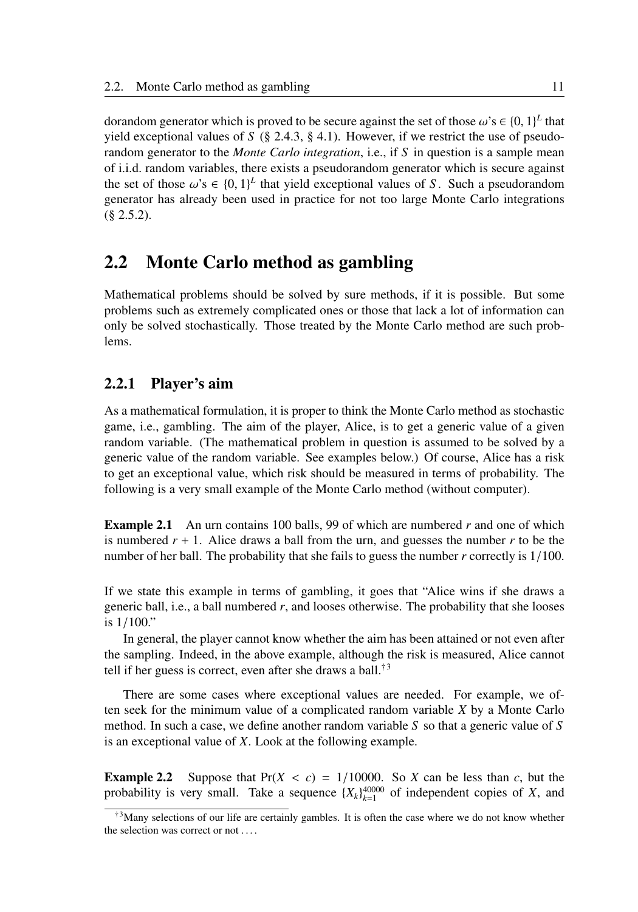dorandom generator which is proved to be secure against the set of those $\omega$'s $\in \{0,1\}^L$ that yield exceptional values of $S$ (§ 2.4.3, § 4.1). However, if we restrict the use of pseudorandom generator to the *Monte Carlo integration*, i.e., if $S$ in question is a sample mean of i.i.d. random variables, there exists a pseudorandom generator which is secure against the set of those $\omega$'s $\in \{0,1\}^L$ that yield exceptional values of $S$. Such a pseudorandom generator has already been used in practice for not too large Monte Carlo integrations (§ 2.5.2).

## 2.2 Monte Carlo method as gambling

Mathematical problems should be solved by sure methods, if it is possible. But some problems such as extremely complicated ones or those that lack a lot of information can only be solved stochastically. Those treated by the Monte Carlo method are such problems.

### 2.2.1 Player's aim

As a mathematical formulation, it is proper to think the Monte Carlo method as stochastic game, i.e., gambling. The aim of the player, Alice, is to get a generic value of a given random variable. (The mathematical problem in question is assumed to be solved by a generic value of the random variable. See examples below.) Of course, Alice has a risk to get an exceptional value, which risk should be measured in terms of probability. The following is a very small example of the Monte Carlo method (without computer).

**Example 2.1** An urn contains 100 balls, 99 of which are numbered $r$ and one of which is numbered $r+1$. Alice draws a ball from the urn, and guesses the number $r$ to be the number of her ball. The probability that she fails to guess the number $r$ correctly is $1/100$.

If we state this example in terms of gambling, it goes that "Alice wins if she draws a generic ball, i.e., a ball numbered $r$, and looses otherwise. The probability that she looses is $1/100$."

In general, the player cannot know whether the aim has been attained or not even after the sampling. Indeed, in the above example, although the risk is measured, Alice cannot tell if her guess is correct, even after she draws a ball.[†3]

There are some cases where exceptional values are needed. For example, we often seek for the minimum value of a complicated random variable $X$ by a Monte Carlo method. In such a case, we define another random variable $S$ so that a generic value of $S$ is an exceptional value of $X$. Look at the following example.

**Example 2.2** Suppose that $\Pr(X < c) = 1/10000$. So $X$ can be less than $c$, but the probability is very small. Take a sequence $\{X_k\}_{k=1}^{40000}$ of independent copies of $X$, and

[†3] Many selections of our life are certainly gambles. It is often the case where we do not know whether the selection was correct or not . . . .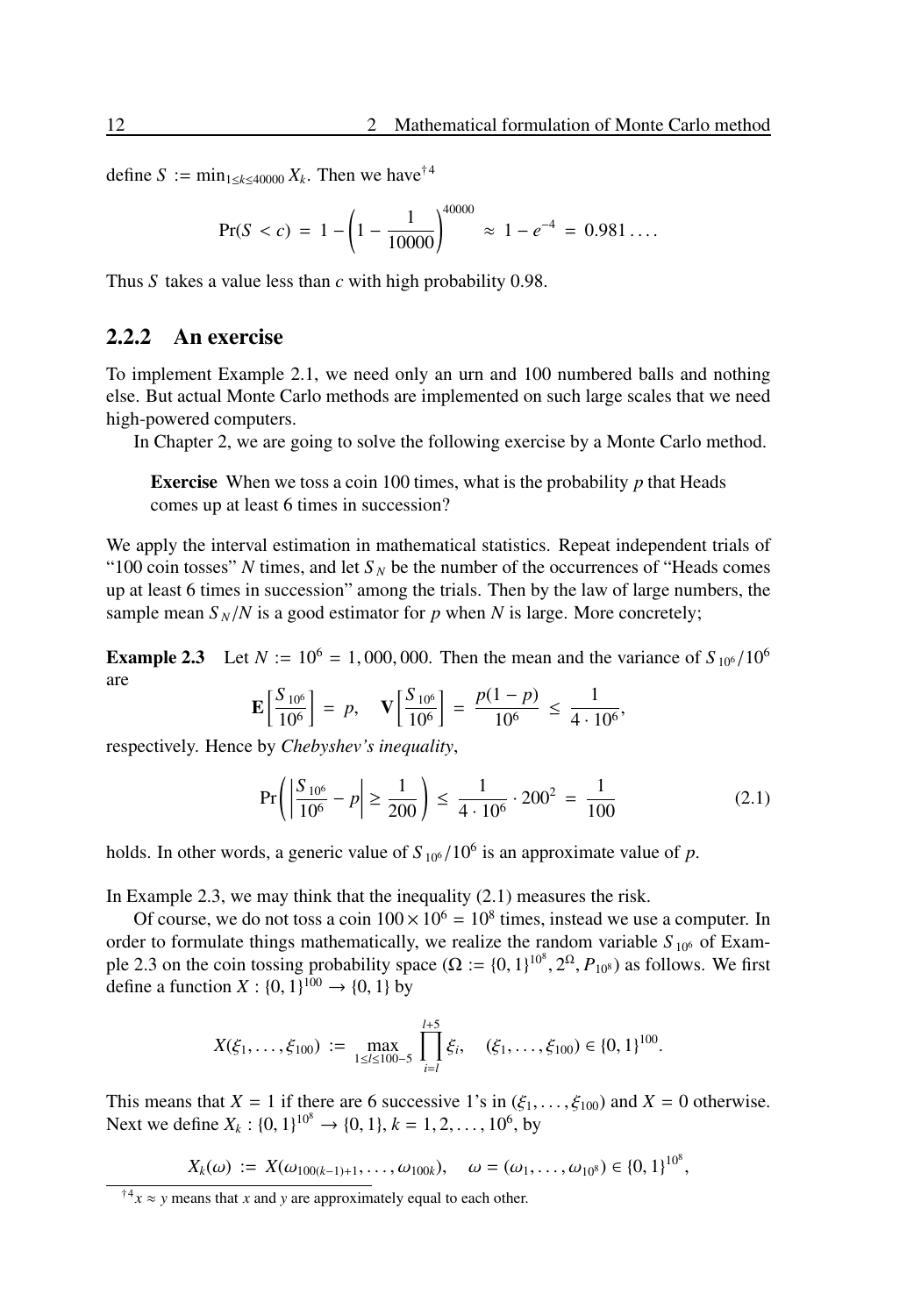define $S := \min_{1 \le k \le 40000} X_k$. Then we have[†4]

$$\Pr(S < c) = 1 - \left(1 - \frac{1}{10000}\right)^{40000} \approx 1 - e^{-4} = 0.981\ldots.$$

Thus $S$ takes a value less than $c$ with high probability 0.98.

### 2.2.2 An exercise

To implement Example 2.1, we need only an urn and 100 numbered balls and nothing else. But actual Monte Carlo methods are implemented on such large scales that we need high-powered computers.

In Chapter 2, we are going to solve the following exercise by a Monte Carlo method.

> **Exercise** When we toss a coin 100 times, what is the probability $p$ that Heads comes up at least 6 times in succession?

We apply the interval estimation in mathematical statistics. Repeat independent trials of "100 coin tosses" $N$ times, and let $S_N$ be the number of the occurrences of "Heads comes up at least 6 times in succession" among the trials. Then by the law of large numbers, the sample mean $S_N/N$ is a good estimator for $p$ when $N$ is large. More concretely;

**Example 2.3** Let $N := 10^6 = 1,000,000$. Then the mean and the variance of $S_{10^6}/10^6$ are

$$\mathbf{E}\left[\frac{S_{10^6}}{10^6}\right] = p, \quad \mathbf{V}\left[\frac{S_{10^6}}{10^6}\right] = \frac{p(1-p)}{10^6} \le \frac{1}{4 \cdot 10^6},$$

respectively. Hence by *Chebyshev's inequality*,

$$\Pr\left(\left|\frac{S_{10^6}}{10^6} - p\right| \ge \frac{1}{200}\right) \le \frac{1}{4 \cdot 10^6} \cdot 200^2 = \frac{1}{100} \tag{2.1}$$

holds. In other words, a generic value of $S_{10^6}/10^6$ is an approximate value of $p$.

In Example 2.3, we may think that the inequality (2.1) measures the risk.

Of course, we do not toss a coin $100 \times 10^6 = 10^8$ times, instead we use a computer. In order to formulate things mathematically, we realize the random variable $S_{10^6}$ of Example 2.3 on the coin tossing probability space $(\Omega := \{0,1\}^{10^8}, 2^\Omega, P_{10^8})$ as follows. We first define a function $X : \{0,1\}^{100} \to \{0,1\}$ by

$$X(\xi_1, \ldots, \xi_{100}) := \max_{1 \le l \le 100-5} \prod_{i=l}^{l+5} \xi_i, \quad (\xi_1, \ldots, \xi_{100}) \in \{0,1\}^{100}.$$

This means that $X = 1$ if there are 6 successive 1's in $(\xi_1, \ldots, \xi_{100})$ and $X = 0$ otherwise. Next we define $X_k : \{0,1\}^{10^8} \to \{0,1\}$, $k = 1, 2, \ldots, 10^6$, by

$$X_k(\omega) := X(\omega_{100(k-1)+1}, \ldots, \omega_{100k}), \quad \omega = (\omega_1, \ldots, \omega_{10^8}) \in \{0,1\}^{10^8},$$

[†4] $x \approx y$ means that $x$ and $y$ are approximately equal to each other.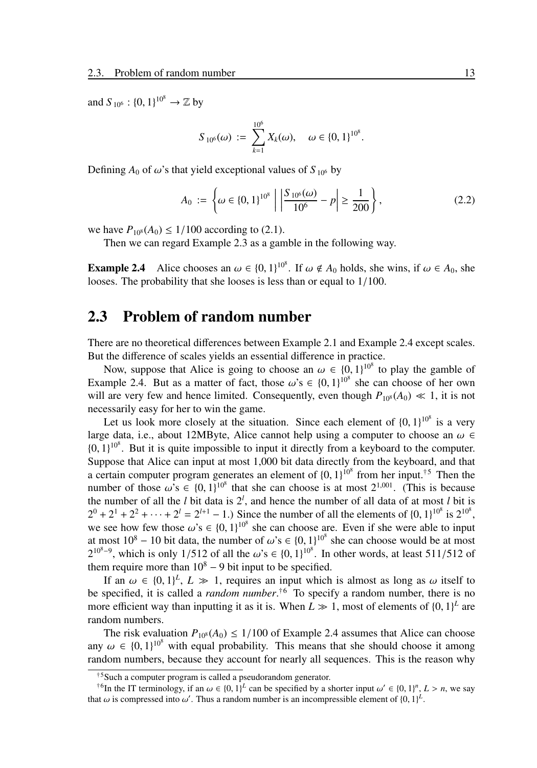and $S_{10^6} : \{0,1\}^{10^8} \to \mathbb{Z}$ by

$$S_{10^6}(\omega) := \sum_{k=1}^{10^6} X_k(\omega), \quad \omega \in \{0,1\}^{10^8}.$$

Defining $A_0$ of $\omega$'s that yield exceptional values of $S_{10^6}$ by

$$A_0 := \left\{ \omega \in \{0,1\}^{10^8} \;\middle|\; \left| \frac{S_{10^6}(\omega)}{10^6} - p \right| \geq \frac{1}{200} \right\}, \tag{2.2}$$

we have $P_{10^8}(A_0) \leq 1/100$ according to (2.1).

Then we can regard Example 2.3 as a gamble in the following way.

**Example 2.4** Alice chooses an $\omega \in \{0,1\}^{10^8}$. If $\omega \notin A_0$ holds, she wins, if $\omega \in A_0$, she looses. The probability that she looses is less than or equal to $1/100$.

## 2.3 Problem of random number

There are no theoretical differences between Example 2.1 and Example 2.4 except scales. But the difference of scales yields an essential difference in practice.

Now, suppose that Alice is going to choose an $\omega \in \{0,1\}^{10^8}$ to play the gamble of Example 2.4. But as a matter of fact, those $\omega$'s $\in \{0,1\}^{10^8}$ she can choose of her own will are very few and hence limited. Consequently, even though $P_{10^8}(A_0) \ll 1$, it is not necessarily easy for her to win the game.

Let us look more closely at the situation. Since each element of $\{0,1\}^{10^8}$ is a very large data, i.e., about 12MByte, Alice cannot help using a computer to choose an $\omega \in \{0,1\}^{10^8}$. But it is quite impossible to input it directly from a keyboard to the computer. Suppose that Alice can input at most 1,000 bit data directly from the keyboard, and that a certain computer program generates an element of $\{0,1\}^{10^8}$ from her input.[†5] Then the number of those $\omega$'s $\in \{0,1\}^{10^8}$ that she can choose is at most $2^{1,001}$. (This is because the number of all the $l$ bit data is $2^l$, and hence the number of all data of at most $l$ bit is $2^0 + 2^1 + 2^2 + \cdots + 2^l = 2^{l+1} - 1$.) Since the number of all the elements of $\{0,1\}^{10^8}$ is $2^{10^8}$, we see how few those $\omega$'s $\in \{0,1\}^{10^8}$ she can choose are. Even if she were able to input at most $10^8 - 10$ bit data, the number of $\omega$'s $\in \{0,1\}^{10^8}$ she can choose would be at most $2^{10^8-9}$, which is only $1/512$ of all the $\omega$'s $\in \{0,1\}^{10^8}$. In other words, at least $511/512$ of them require more than $10^8 - 9$ bit input to be specified.

If an $\omega \in \{0,1\}^L$, $L \gg 1$, requires an input which is almost as long as $\omega$ itself to be specified, it is called a *random number*.[†6] To specify a random number, there is no more efficient way than inputting it as it is. When $L \gg 1$, most of elements of $\{0,1\}^L$ are random numbers.

The risk evaluation $P_{10^8}(A_0) \leq 1/100$ of Example 2.4 assumes that Alice can choose any $\omega \in \{0,1\}^{10^8}$ with equal probability. This means that she should choose it among random numbers, because they account for nearly all sequences. This is the reason why

---

[†5] Such a computer program is called a pseudorandom generator.

[†6] In the IT terminology, if an $\omega \in \{0,1\}^L$ can be specified by a shorter input $\omega' \in \{0,1\}^n$, $L > n$, we say that $\omega$ is compressed into $\omega'$. Thus a random number is an incompressible element of $\{0,1\}^L$.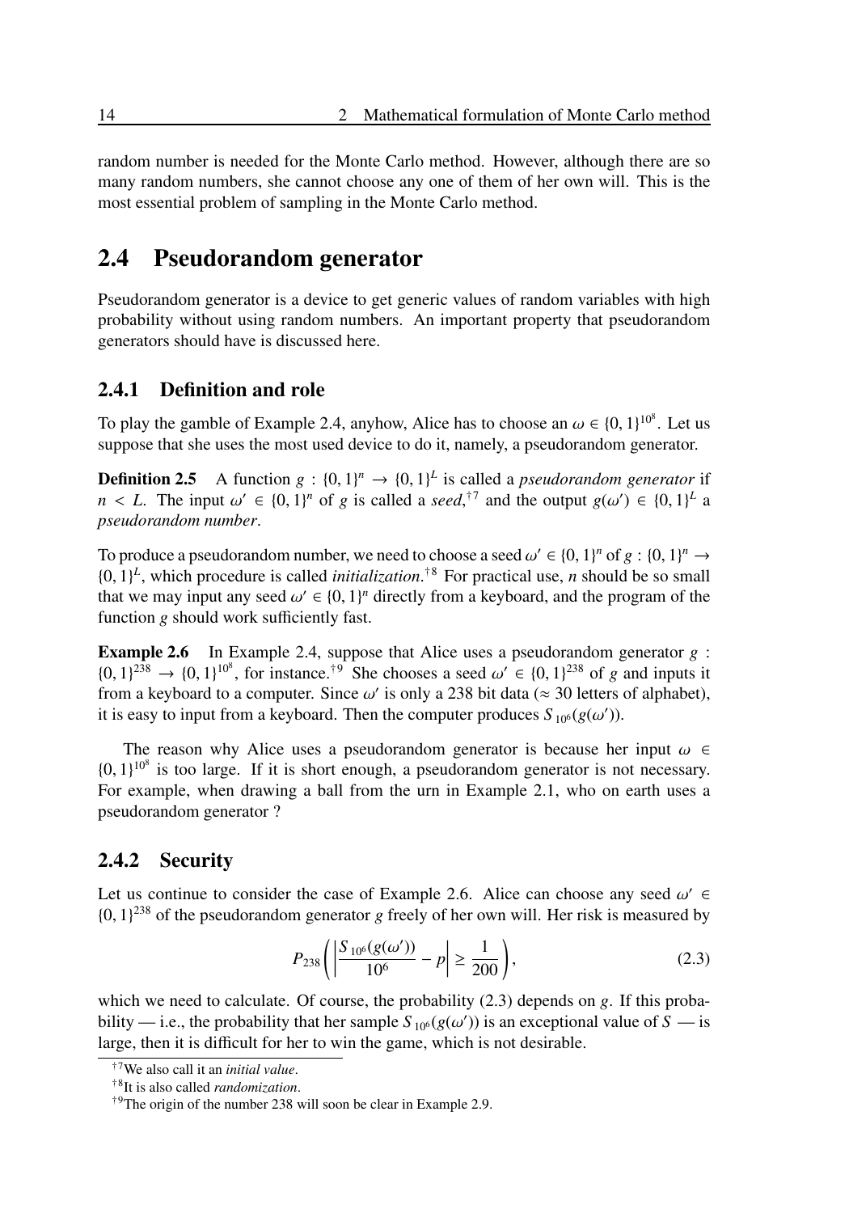random number is needed for the Monte Carlo method. However, although there are so many random numbers, she cannot choose any one of them of her own will. This is the most essential problem of sampling in the Monte Carlo method.

## 2.4 Pseudorandom generator

Pseudorandom generator is a device to get generic values of random variables with high probability without using random numbers. An important property that pseudorandom generators should have is discussed here.

### 2.4.1 Definition and role

To play the gamble of Example 2.4, anyhow, Alice has to choose an $\omega \in \{0,1\}^{10^8}$. Let us suppose that she uses the most used device to do it, namely, a pseudorandom generator.

**Definition 2.5** A function $g : \{0,1\}^n \to \{0,1\}^L$ is called a *pseudorandom generator* if $n < L$. The input $\omega' \in \{0,1\}^n$ of $g$ is called a *seed*,[†7] and the output $g(\omega') \in \{0,1\}^L$ a *pseudorandom number*.

To produce a pseudorandom number, we need to choose a seed $\omega' \in \{0,1\}^n$ of $g : \{0,1\}^n \to \{0,1\}^L$, which procedure is called *initialization*.[†8] For practical use, $n$ should be so small that we may input any seed $\omega' \in \{0,1\}^n$ directly from a keyboard, and the program of the function $g$ should work sufficiently fast.

**Example 2.6** In Example 2.4, suppose that Alice uses a pseudorandom generator $g : \{0,1\}^{238} \to \{0,1\}^{10^8}$, for instance.[†9] She chooses a seed $\omega' \in \{0,1\}^{238}$ of $g$ and inputs it from a keyboard to a computer. Since $\omega'$ is only a 238 bit data ($\approx 30$ letters of alphabet), it is easy to input from a keyboard. Then the computer produces $S_{10^6}(g(\omega'))$.

The reason why Alice uses a pseudorandom generator is because her input $\omega \in \{0,1\}^{10^8}$ is too large. If it is short enough, a pseudorandom generator is not necessary. For example, when drawing a ball from the urn in Example 2.1, who on earth uses a pseudorandom generator ?

### 2.4.2 Security

Let us continue to consider the case of Example 2.6. Alice can choose any seed $\omega' \in \{0,1\}^{238}$ of the pseudorandom generator $g$ freely of her own will. Her risk is measured by

$$P_{238}\left( \left| \frac{S_{10^6}(g(\omega'))}{10^6} - p \right| \geq \frac{1}{200} \right), \tag{2.3}$$

which we need to calculate. Of course, the probability (2.3) depends on $g$. If this probability — i.e., the probability that her sample $S_{10^6}(g(\omega'))$ is an exceptional value of $S$ — is large, then it is difficult for her to win the game, which is not desirable.

---

[†7] We also call it an *initial value*.

[†8] It is also called *randomization*.

[†9] The origin of the number 238 will soon be clear in Example 2.9.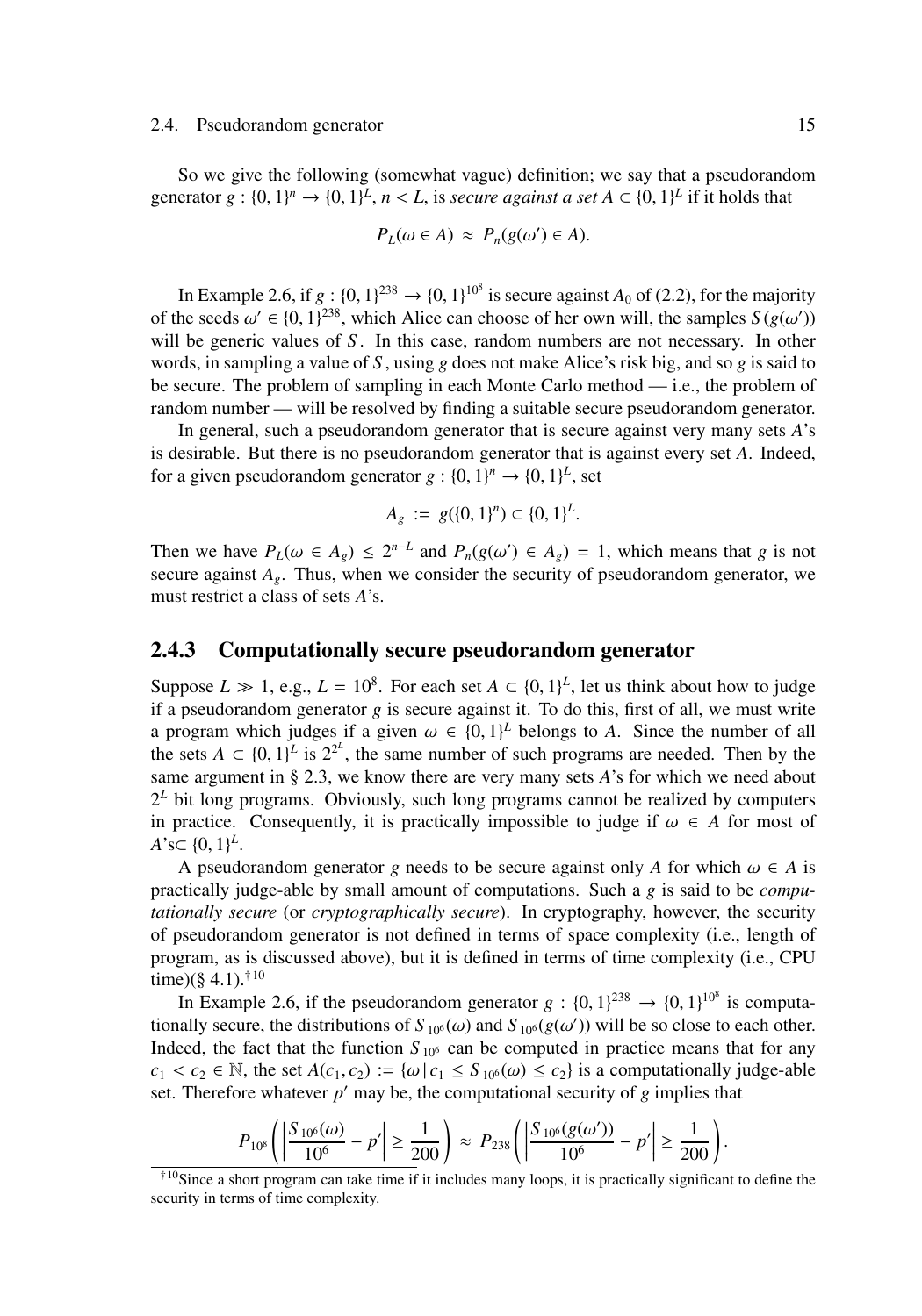So we give the following (somewhat vague) definition; we say that a pseudorandom generator $g : \{0,1\}^n \to \{0,1\}^L$, $n < L$, is *secure against a set* $A \subset \{0,1\}^L$ if it holds that

$$P_L(\omega \in A) \approx P_n(g(\omega') \in A).$$

In Example 2.6, if $g : \{0,1\}^{238} \to \{0,1\}^{10^8}$ is secure against $A_0$ of (2.2), for the majority of the seeds $\omega' \in \{0,1\}^{238}$, which Alice can choose of her own will, the samples $S(g(\omega'))$ will be generic values of $S$. In this case, random numbers are not necessary. In other words, in sampling a value of $S$, using $g$ does not make Alice's risk big, and so $g$ is said to be secure. The problem of sampling in each Monte Carlo method — i.e., the problem of random number — will be resolved by finding a suitable secure pseudorandom generator.

In general, such a pseudorandom generator that is secure against very many sets $A$'s is desirable. But there is no pseudorandom generator that is against every set $A$. Indeed, for a given pseudorandom generator $g : \{0,1\}^n \to \{0,1\}^L$, set

$$A_g := g(\{0,1\}^n) \subset \{0,1\}^L.$$

Then we have $P_L(\omega \in A_g) \leq 2^{n-L}$ and $P_n(g(\omega') \in A_g) = 1$, which means that $g$ is not secure against $A_g$. Thus, when we consider the security of pseudorandom generator, we must restrict a class of sets $A$'s.

### 2.4.3 Computationally secure pseudorandom generator

Suppose $L \gg 1$, e.g., $L = 10^8$. For each set $A \subset \{0,1\}^L$, let us think about how to judge if a pseudorandom generator $g$ is secure against it. To do this, first of all, we must write a program which judges if a given $\omega \in \{0,1\}^L$ belongs to $A$. Since the number of all the sets $A \subset \{0,1\}^L$ is $2^{2^L}$, the same number of such programs are needed. Then by the same argument in § 2.3, we know there are very many sets $A$'s for which we need about $2^L$ bit long programs. Obviously, such long programs cannot be realized by computers in practice. Consequently, it is practically impossible to judge if $\omega \in A$ for most of $A$'s$\subset \{0,1\}^L$.

A pseudorandom generator $g$ needs to be secure against only $A$ for which $\omega \in A$ is practically judge-able by small amount of computations. Such a $g$ is said to be *computationally secure* (or *cryptographically secure*). In cryptography, however, the security of pseudorandom generator is not defined in terms of space complexity (i.e., length of program, as is discussed above), but it is defined in terms of time complexity (i.e., CPU time)(§ 4.1).[†10]

In Example 2.6, if the pseudorandom generator $g : \{0,1\}^{238} \to \{0,1\}^{10^8}$ is computationally secure, the distributions of $S_{10^6}(\omega)$ and $S_{10^6}(g(\omega'))$ will be so close to each other. Indeed, the fact that the function $S_{10^6}$ can be computed in practice means that for any $c_1 < c_2 \in \mathbb{N}$, the set $A(c_1, c_2) := \{\omega \,|\, c_1 \leq S_{10^6}(\omega) \leq c_2\}$ is a computationally judge-able set. Therefore whatever $p'$ may be, the computational security of $g$ implies that

$$P_{10^8}\left(\left|\frac{S_{10^6}(\omega)}{10^6} - p'\right| \geq \frac{1}{200}\right) \approx P_{238}\left(\left|\frac{S_{10^6}(g(\omega'))}{10^6} - p'\right| \geq \frac{1}{200}\right).$$

[†10] Since a short program can take time if it includes many loops, it is practically significant to define the security in terms of time complexity.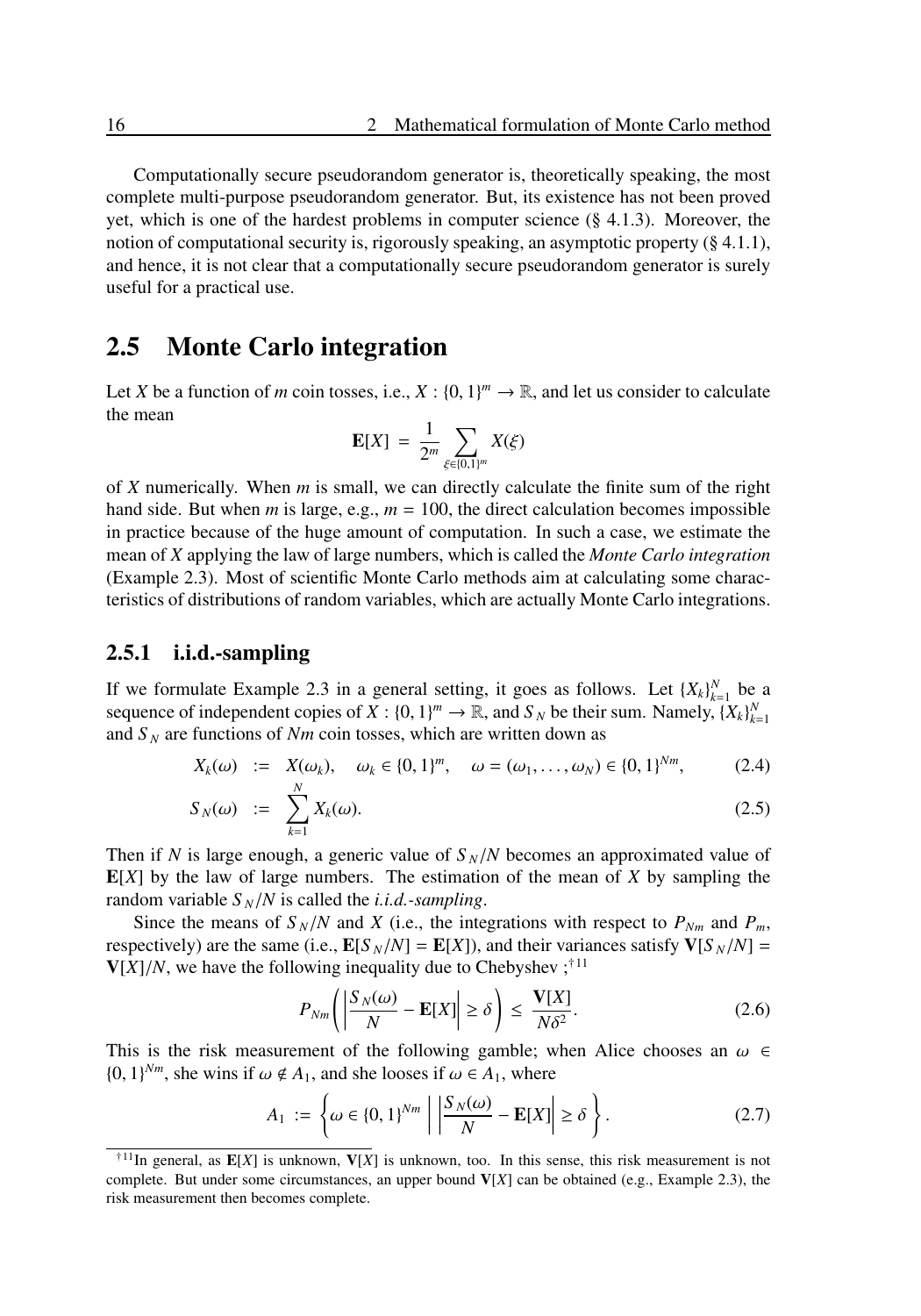Computationally secure pseudorandom generator is, theoretically speaking, the most complete multi-purpose pseudorandom generator. But, its existence has not been proved yet, which is one of the hardest problems in computer science (§ 4.1.3). Moreover, the notion of computational security is, rigorously speaking, an asymptotic property (§ 4.1.1), and hence, it is not clear that a computationally secure pseudorandom generator is surely useful for a practical use.

## 2.5 Monte Carlo integration

Let $X$ be a function of $m$ coin tosses, i.e., $X : \{0,1\}^m \to \mathbb{R}$, and let us consider to calculate the mean

$$\mathbf{E}[X] \;=\; \frac{1}{2^m}\sum_{\xi\in\{0,1\}^m} X(\xi)$$

of $X$ numerically. When $m$ is small, we can directly calculate the finite sum of the right hand side. But when $m$ is large, e.g., $m = 100$, the direct calculation becomes impossible in practice because of the huge amount of computation. In such a case, we estimate the mean of $X$ applying the law of large numbers, which is called the *Monte Carlo integration* (Example 2.3). Most of scientific Monte Carlo methods aim at calculating some characteristics of distributions of random variables, which are actually Monte Carlo integrations.

### 2.5.1 i.i.d.-sampling

If we formulate Example 2.3 in a general setting, it goes as follows. Let $\{X_k\}_{k=1}^N$ be a sequence of independent copies of $X : \{0,1\}^m \to \mathbb{R}$, and $S_N$ be their sum. Namely, $\{X_k\}_{k=1}^N$ and $S_N$ are functions of $Nm$ coin tosses, which are written down as

$$X_k(\omega) \;:=\; X(\omega_k), \quad \omega_k \in \{0,1\}^m, \quad \omega = (\omega_1,\ldots,\omega_N) \in \{0,1\}^{Nm}, \tag{2.4}$$

$$S_N(\omega) \;:=\; \sum_{k=1}^N X_k(\omega). \tag{2.5}$$

Then if $N$ is large enough, a generic value of $S_N/N$ becomes an approximated value of $\mathbf{E}[X]$ by the law of large numbers. The estimation of the mean of $X$ by sampling the random variable $S_N/N$ is called the *i.i.d.-sampling*.

Since the means of $S_N/N$ and $X$ (i.e., the integrations with respect to $P_{Nm}$ and $P_m$, respectively) are the same (i.e., $\mathbf{E}[S_N/N] = \mathbf{E}[X]$), and their variances satisfy $\mathbf{V}[S_N/N] = \mathbf{V}[X]/N$, we have the following inequality due to Chebyshev ;[†11]

$$P_{Nm}\left(\left|\frac{S_N(\omega)}{N} - \mathbf{E}[X]\right| \geq \delta\right) \;\leq\; \frac{\mathbf{V}[X]}{N\delta^2}. \tag{2.6}$$

This is the risk measurement of the following gamble; when Alice chooses an $\omega \in \{0,1\}^{Nm}$, she wins if $\omega \notin A_1$, and she looses if $\omega \in A_1$, where

$$A_1 \;:=\; \left\{\omega \in \{0,1\}^{Nm} \;\middle|\; \left|\frac{S_N(\omega)}{N} - \mathbf{E}[X]\right| \geq \delta \right\}. \tag{2.7}$$

[†11] In general, as $\mathbf{E}[X]$ is unknown, $\mathbf{V}[X]$ is unknown, too. In this sense, this risk measurement is not complete. But under some circumstances, an upper bound $\mathbf{V}[X]$ can be obtained (e.g., Example 2.3), the risk measurement then becomes complete.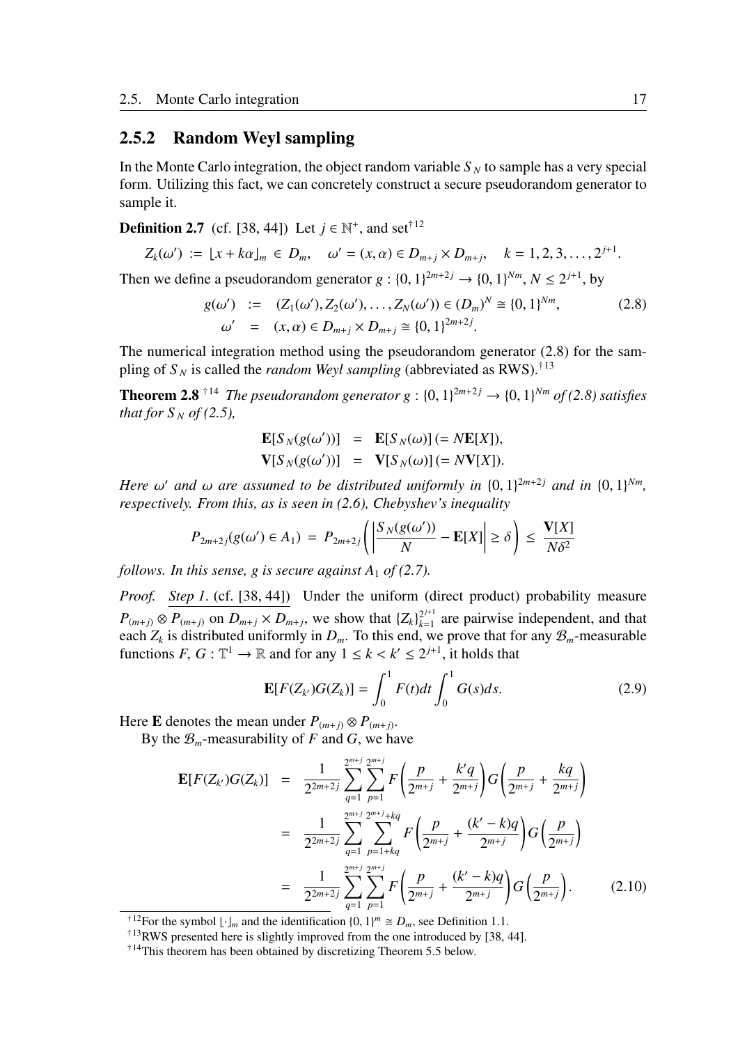### 2.5.2 Random Weyl sampling

In the Monte Carlo integration, the object random variable $S_N$ to sample has a very special form. Utilizing this fact, we can concretely construct a secure pseudorandom generator to sample it.

**Definition 2.7** (cf. [38, 44]) Let $j \in \mathbb{N}^+$, and set[†12]

$$Z_k(\omega') := \lfloor x + k\alpha \rfloor_m \in D_m, \quad \omega' = (x, \alpha) \in D_{m+j} \times D_{m+j}, \quad k = 1, 2, 3, \ldots, 2^{j+1}.$$

Then we define a pseudorandom generator $g : \{0,1\}^{2m+2j} \to \{0,1\}^{Nm}$, $N \leq 2^{j+1}$, by

$$\begin{aligned} g(\omega') &:= (Z_1(\omega'), Z_2(\omega'), \ldots, Z_N(\omega')) \in (D_m)^N \cong \{0,1\}^{Nm}, \\ \omega' &= (x, \alpha) \in D_{m+j} \times D_{m+j} \cong \{0,1\}^{2m+2j}. \end{aligned} \tag{2.8}$$

The numerical integration method using the pseudorandom generator (2.8) for the sampling of $S_N$ is called the *random Weyl sampling* (abbreviated as RWS).[†13]

**Theorem 2.8** [†14] *The pseudorandom generator $g : \{0,1\}^{2m+2j} \to \{0,1\}^{Nm}$ of (2.8) satisfies that for $S_N$ of (2.5),*

$$\begin{aligned} \mathbf{E}[S_N(g(\omega'))] &= \mathbf{E}[S_N(\omega)] \,(= N\mathbf{E}[X]), \\ \mathbf{V}[S_N(g(\omega'))] &= \mathbf{V}[S_N(\omega)] \,(= N\mathbf{V}[X]). \end{aligned}$$

*Here $\omega'$ and $\omega$ are assumed to be distributed uniformly in $\{0,1\}^{2m+2j}$ and in $\{0,1\}^{Nm}$, respectively. From this, as is seen in (2.6), Chebyshev's inequality*

$$P_{2m+2j}(g(\omega') \in A_1) = P_{2m+2j}\left( \left| \frac{S_N(g(\omega'))}{N} - \mathbf{E}[X] \right| \geq \delta \right) \leq \frac{\mathbf{V}[X]}{N\delta^2}$$

*follows. In this sense, $g$ is secure against $A_1$ of (2.7).*

*Proof.* Step 1. (cf. [38, 44]) Under the uniform (direct product) probability measure $P_{(m+j)} \otimes P_{(m+j)}$ on $D_{m+j} \times D_{m+j}$, we show that $\{Z_k\}_{k=1}^{2^{j+1}}$ are pairwise independent, and that each $Z_k$ is distributed uniformly in $D_m$. To this end, we prove that for any $\mathcal{B}_m$-measurable functions $F, G : \mathbb{T}^1 \to \mathbb{R}$ and for any $1 \leq k < k' \leq 2^{j+1}$, it holds that

$$\mathbf{E}[F(Z_{k'})G(Z_k)] = \int_0^1 F(t)dt \int_0^1 G(s)ds. \tag{2.9}$$

Here $\mathbf{E}$ denotes the mean under $P_{(m+j)} \otimes P_{(m+j)}$.

By the $\mathcal{B}_m$-measurability of $F$ and $G$, we have

$$\begin{aligned} \mathbf{E}[F(Z_{k'})G(Z_k)] &= \frac{1}{2^{2m+2j}} \sum_{q=1}^{2^{m+j}} \sum_{p=1}^{2^{m+j}} F\left( \frac{p}{2^{m+j}} + \frac{k'q}{2^{m+j}} \right) G\left( \frac{p}{2^{m+j}} + \frac{kq}{2^{m+j}} \right) \\ &= \frac{1}{2^{2m+2j}} \sum_{q=1}^{2^{m+j}} \sum_{p=1+kq}^{2^{m+j}+kq} F\left( \frac{p}{2^{m+j}} + \frac{(k'-k)q}{2^{m+j}} \right) G\left( \frac{p}{2^{m+j}} \right) \\ &= \frac{1}{2^{2m+2j}} \sum_{q=1}^{2^{m+j}} \sum_{p=1}^{2^{m+j}} F\left( \frac{p}{2^{m+j}} + \frac{(k'-k)q}{2^{m+j}} \right) G\left( \frac{p}{2^{m+j}} \right). \end{aligned} \tag{2.10}$$

---

[†12] For the symbol $\lfloor \cdot \rfloor_m$ and the identification $\{0,1\}^m \cong D_m$, see Definition 1.1.

[†13] RWS presented here is slightly improved from the one introduced by [38, 44].

[†14] This theorem has been obtained by discretizing Theorem 5.5 below.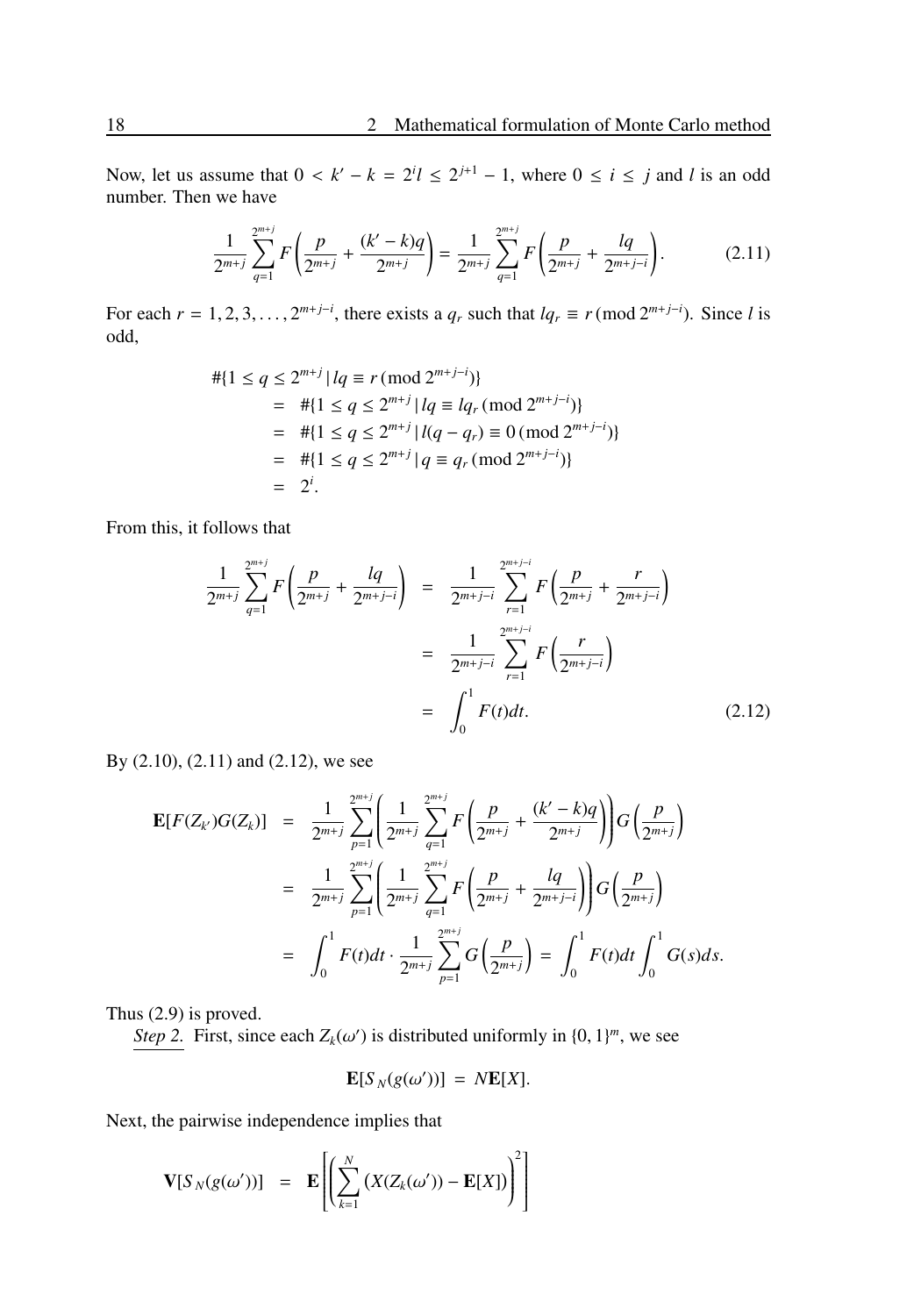Now, let us assume that $0 < k' - k = 2^i l \leq 2^{j+1} - 1$, where $0 \leq i \leq j$ and $l$ is an odd number. Then we have

$$\frac{1}{2^{m+j}} \sum_{q=1}^{2^{m+j}} F\left(\frac{p}{2^{m+j}} + \frac{(k'-k)q}{2^{m+j}}\right) = \frac{1}{2^{m+j}} \sum_{q=1}^{2^{m+j}} F\left(\frac{p}{2^{m+j}} + \frac{lq}{2^{m+j-i}}\right). \tag{2.11}$$

For each $r = 1, 2, 3, \ldots, 2^{m+j-i}$, there exists a $q_r$ such that $lq_r \equiv r \,(\mathrm{mod}\, 2^{m+j-i})$. Since $l$ is odd,

$$\begin{aligned}
&\#\{1 \leq q \leq 2^{m+j} \,|\, lq \equiv r \,(\mathrm{mod}\, 2^{m+j-i})\} \\
&\quad = \#\{1 \leq q \leq 2^{m+j} \,|\, lq \equiv lq_r \,(\mathrm{mod}\, 2^{m+j-i})\} \\
&\quad = \#\{1 \leq q \leq 2^{m+j} \,|\, l(q - q_r) \equiv 0 \,(\mathrm{mod}\, 2^{m+j-i})\} \\
&\quad = \#\{1 \leq q \leq 2^{m+j} \,|\, q \equiv q_r \,(\mathrm{mod}\, 2^{m+j-i})\} \\
&\quad = 2^i.
\end{aligned}$$

From this, it follows that

$$\begin{aligned}
\frac{1}{2^{m+j}} \sum_{q=1}^{2^{m+j}} F\left(\frac{p}{2^{m+j}} + \frac{lq}{2^{m+j-i}}\right) &= \frac{1}{2^{m+j-i}} \sum_{r=1}^{2^{m+j-i}} F\left(\frac{p}{2^{m+j}} + \frac{r}{2^{m+j-i}}\right) \\
&= \frac{1}{2^{m+j-i}} \sum_{r=1}^{2^{m+j-i}} F\left(\frac{r}{2^{m+j-i}}\right) \\
&= \int_0^1 F(t)dt. 
\end{aligned} \tag{2.12}$$

By (2.10), (2.11) and (2.12), we see

$$\begin{aligned}
\mathbf{E}[F(Z_{k'})G(Z_k)] &= \frac{1}{2^{m+j}} \sum_{p=1}^{2^{m+j}} \left(\frac{1}{2^{m+j}} \sum_{q=1}^{2^{m+j}} F\left(\frac{p}{2^{m+j}} + \frac{(k'-k)q}{2^{m+j}}\right)\right) G\left(\frac{p}{2^{m+j}}\right) \\
&= \frac{1}{2^{m+j}} \sum_{p=1}^{2^{m+j}} \left(\frac{1}{2^{m+j}} \sum_{q=1}^{2^{m+j}} F\left(\frac{p}{2^{m+j}} + \frac{lq}{2^{m+j-i}}\right)\right) G\left(\frac{p}{2^{m+j}}\right) \\
&= \int_0^1 F(t)dt \cdot \frac{1}{2^{m+j}} \sum_{p=1}^{2^{m+j}} G\left(\frac{p}{2^{m+j}}\right) = \int_0^1 F(t)dt \int_0^1 G(s)ds.
\end{aligned}$$

Thus (2.9) is proved.

*Step 2.* First, since each $Z_k(\omega')$ is distributed uniformly in $\{0,1\}^m$, we see

$$\mathbf{E}[S_N(g(\omega'))] = N\mathbf{E}[X].$$

Next, the pairwise independence implies that

$$\mathbf{V}[S_N(g(\omega'))] = \mathbf{E}\left[\left(\sum_{k=1}^{N} \left(X(Z_k(\omega')) - \mathbf{E}[X]\right)\right)^2\right]$$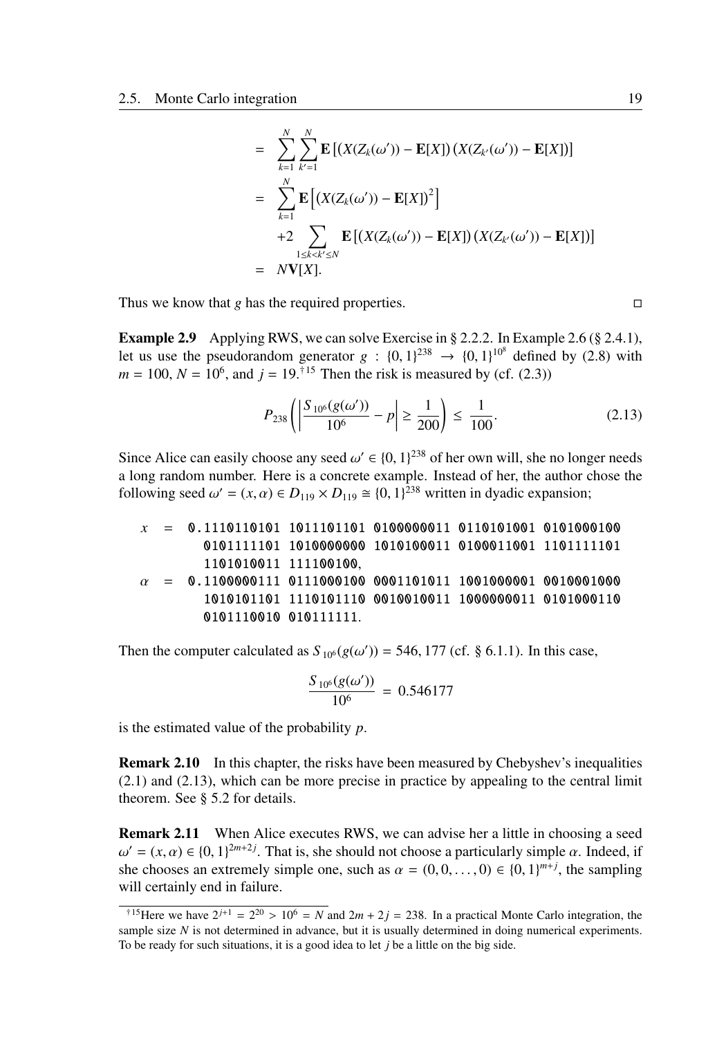$$
\begin{aligned}
&= \sum_{k=1}^{N}\sum_{k'=1}^{N}\mathbf{E}\left[\left(X(Z_k(\omega'))-\mathbf{E}[X]\right)\left(X(Z_{k'}(\omega'))-\mathbf{E}[X]\right)\right]\\
&= \sum_{k=1}^{N}\mathbf{E}\left[\left(X(Z_k(\omega'))-\mathbf{E}[X]\right)^2\right]\\
&\quad +2\sum_{1\le k<k'\le N}\mathbf{E}\left[\left(X(Z_k(\omega'))-\mathbf{E}[X]\right)\left(X(Z_{k'}(\omega'))-\mathbf{E}[X]\right)\right]\\
&= N\mathbf{V}[X].
\end{aligned}
$$

Thus we know that $g$ has the required properties. □

**Example 2.9** Applying RWS, we can solve Exercise in § 2.2.2. In Example 2.6 (§ 2.4.1), let us use the pseudorandom generator $g : \{0,1\}^{238} \to \{0,1\}^{10^8}$ defined by (2.8) with $m = 100$, $N = 10^6$, and $j = 19$.[†15] Then the risk is measured by (cf. (2.3))

$$
P_{238}\left(\left|\frac{S_{10^6}(g(\omega'))}{10^6}-p\right| \ge \frac{1}{200}\right) \le \frac{1}{100}. \tag{2.13}
$$

Since Alice can easily choose any seed $\omega' \in \{0,1\}^{238}$ of her own will, she no longer needs a long random number. Here is a concrete example. Instead of her, the author chose the following seed $\omega' = (x, \alpha) \in D_{119} \times D_{119} \cong \{0,1\}^{238}$ written in dyadic expansion;

```
x = 0.1110110101 1011101101 0100000011 0110101001 0101000100
      0101111101 1010000000 1010100011 0100011001 1101111101
      1101010011 111100100,
α = 0.1100000111 0111000100 0001101011 1001000001 0010001000
      1010101101 1110101110 0010010011 1000000011 0101000110
      0101110010 010111111.
```

Then the computer calculated as $S_{10^6}(g(\omega')) = 546,177$ (cf. § 6.1.1). In this case,

$$
\frac{S_{10^6}(g(\omega'))}{10^6} = 0.546177
$$

is the estimated value of the probability $p$.

**Remark 2.10** In this chapter, the risks have been measured by Chebyshev's inequalities (2.1) and (2.13), which can be more precise in practice by appealing to the central limit theorem. See § 5.2 for details.

**Remark 2.11** When Alice executes RWS, we can advise her a little in choosing a seed $\omega' = (x, \alpha) \in \{0,1\}^{2m+2j}$. That is, she should not choose a particularly simple $\alpha$. Indeed, if she chooses an extremely simple one, such as $\alpha = (0, 0, \ldots, 0) \in \{0,1\}^{m+j}$, the sampling will certainly end in failure.

---

[†15] Here we have $2^{j+1} = 2^{20} > 10^6 = N$ and $2m + 2j = 238$. In a practical Monte Carlo integration, the sample size $N$ is not determined in advance, but it is usually determined in doing numerical experiments. To be ready for such situations, it is a good idea to let $j$ be a little on the big side.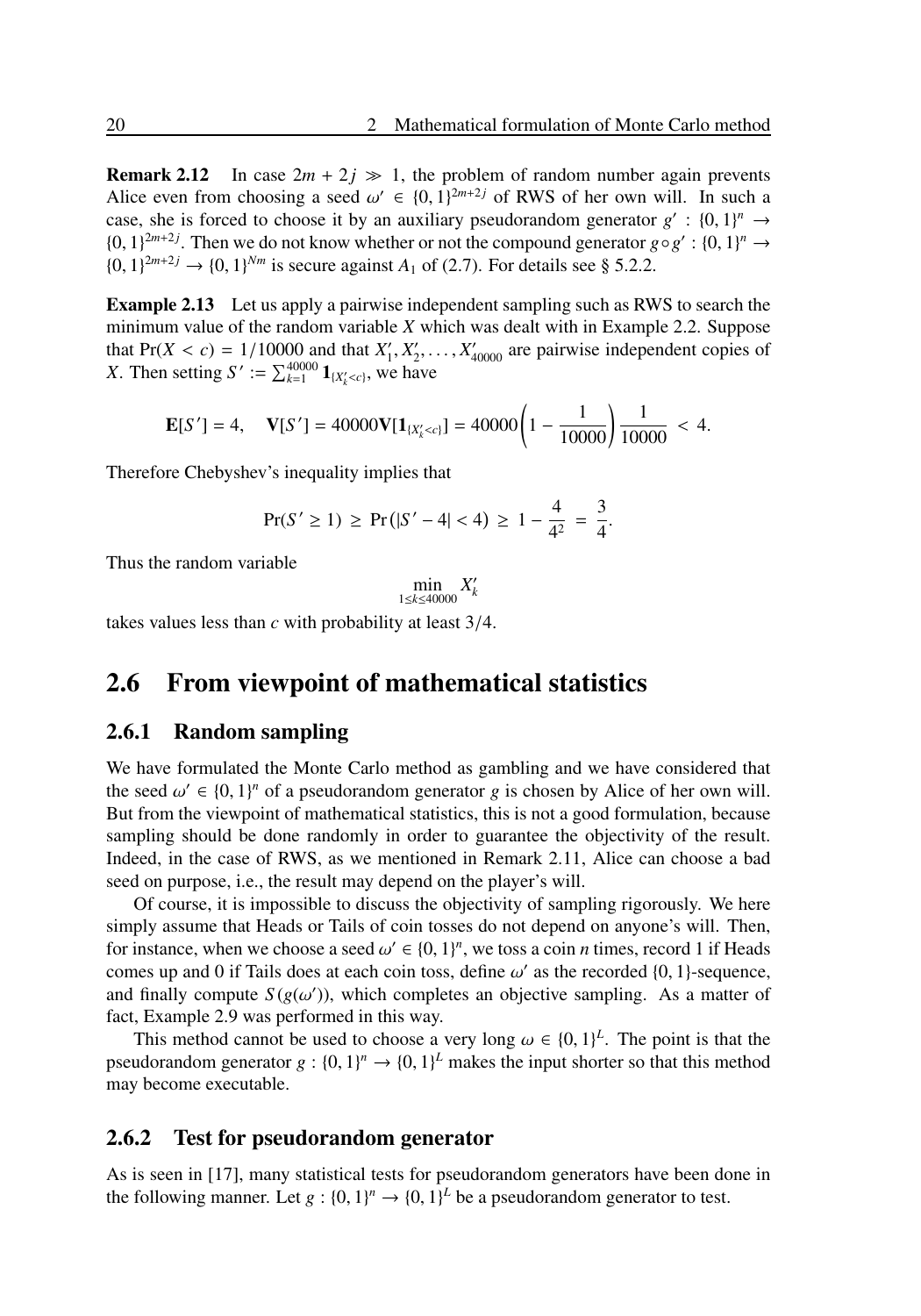**Remark 2.12** In case $2m + 2j \gg 1$, the problem of random number again prevents Alice even from choosing a seed $\omega' \in \{0,1\}^{2m+2j}$ of RWS of her own will. In such a case, she is forced to choose it by an auxiliary pseudorandom generator $g' : \{0,1\}^n \to \{0,1\}^{2m+2j}$. Then we do not know whether or not the compound generator $g \circ g' : \{0,1\}^n \to \{0,1\}^{2m+2j} \to \{0,1\}^{Nm}$ is secure against $A_1$ of (2.7). For details see § 5.2.2.

**Example 2.13** Let us apply a pairwise independent sampling such as RWS to search the minimum value of the random variable $X$ which was dealt with in Example 2.2. Suppose that $\Pr(X < c) = 1/10000$ and that $X'_1, X'_2, \ldots, X'_{40000}$ are pairwise independent copies of $X$. Then setting $S' := \sum_{k=1}^{40000} \mathbf{1}_{\{X'_k < c\}}$, we have

$$\mathbf{E}[S'] = 4, \quad \mathbf{V}[S'] = 40000\mathbf{V}[\mathbf{1}_{\{X'_k < c\}}] = 40000\left(1 - \frac{1}{10000}\right)\frac{1}{10000} < 4.$$

Therefore Chebyshev's inequality implies that

$$\Pr(S' \geq 1) \geq \Pr(|S' - 4| < 4) \geq 1 - \frac{4}{4^2} = \frac{3}{4}.$$

Thus the random variable

$$\min_{1 \leq k \leq 40000} X'_k$$

takes values less than $c$ with probability at least $3/4$.

## 2.6 From viewpoint of mathematical statistics

### 2.6.1 Random sampling

We have formulated the Monte Carlo method as gambling and we have considered that the seed $\omega' \in \{0,1\}^n$ of a pseudorandom generator $g$ is chosen by Alice of her own will. But from the viewpoint of mathematical statistics, this is not a good formulation, because sampling should be done randomly in order to guarantee the objectivity of the result. Indeed, in the case of RWS, as we mentioned in Remark 2.11, Alice can choose a bad seed on purpose, i.e., the result may depend on the player's will.

Of course, it is impossible to discuss the objectivity of sampling rigorously. We here simply assume that Heads or Tails of coin tosses do not depend on anyone's will. Then, for instance, when we choose a seed $\omega' \in \{0,1\}^n$, we toss a coin $n$ times, record 1 if Heads comes up and 0 if Tails does at each coin toss, define $\omega'$ as the recorded $\{0,1\}$-sequence, and finally compute $S(g(\omega'))$, which completes an objective sampling. As a matter of fact, Example 2.9 was performed in this way.

This method cannot be used to choose a very long $\omega \in \{0,1\}^L$. The point is that the pseudorandom generator $g : \{0,1\}^n \to \{0,1\}^L$ makes the input shorter so that this method may become executable.

### 2.6.2 Test for pseudorandom generator

As is seen in [17], many statistical tests for pseudorandom generators have been done in the following manner. Let $g : \{0,1\}^n \to \{0,1\}^L$ be a pseudorandom generator to test.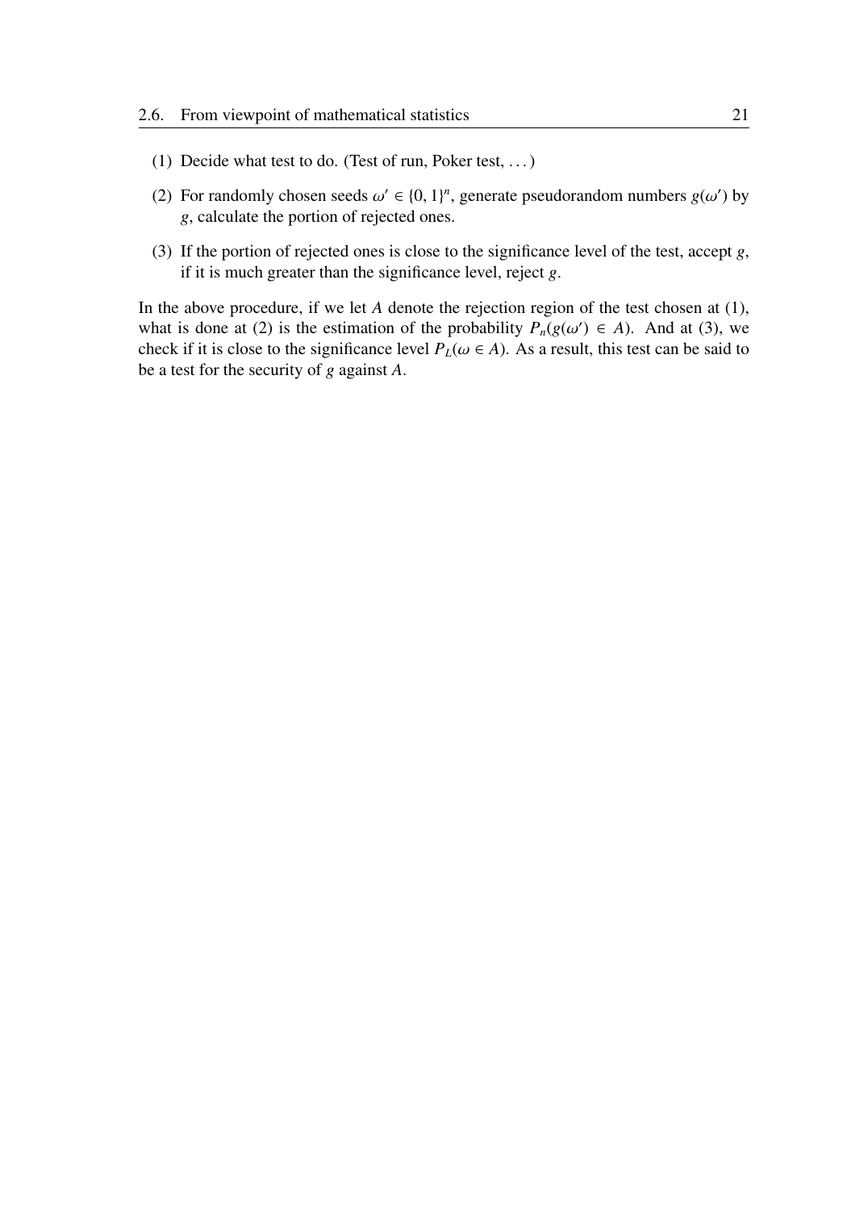(1) Decide what test to do. (Test of run, Poker test, . . . )

(2) For randomly chosen seeds $\omega' \in \{0,1\}^n$, generate pseudorandom numbers $g(\omega')$ by $g$, calculate the portion of rejected ones.

(3) If the portion of rejected ones is close to the significance level of the test, accept $g$, if it is much greater than the significance level, reject $g$.

In the above procedure, if we let $A$ denote the rejection region of the test chosen at (1), what is done at (2) is the estimation of the probability $P_n(g(\omega') \in A)$. And at (3), we check if it is close to the significance level $P_L(\omega \in A)$. As a result, this test can be said to be a test for the security of $g$ against $A$.